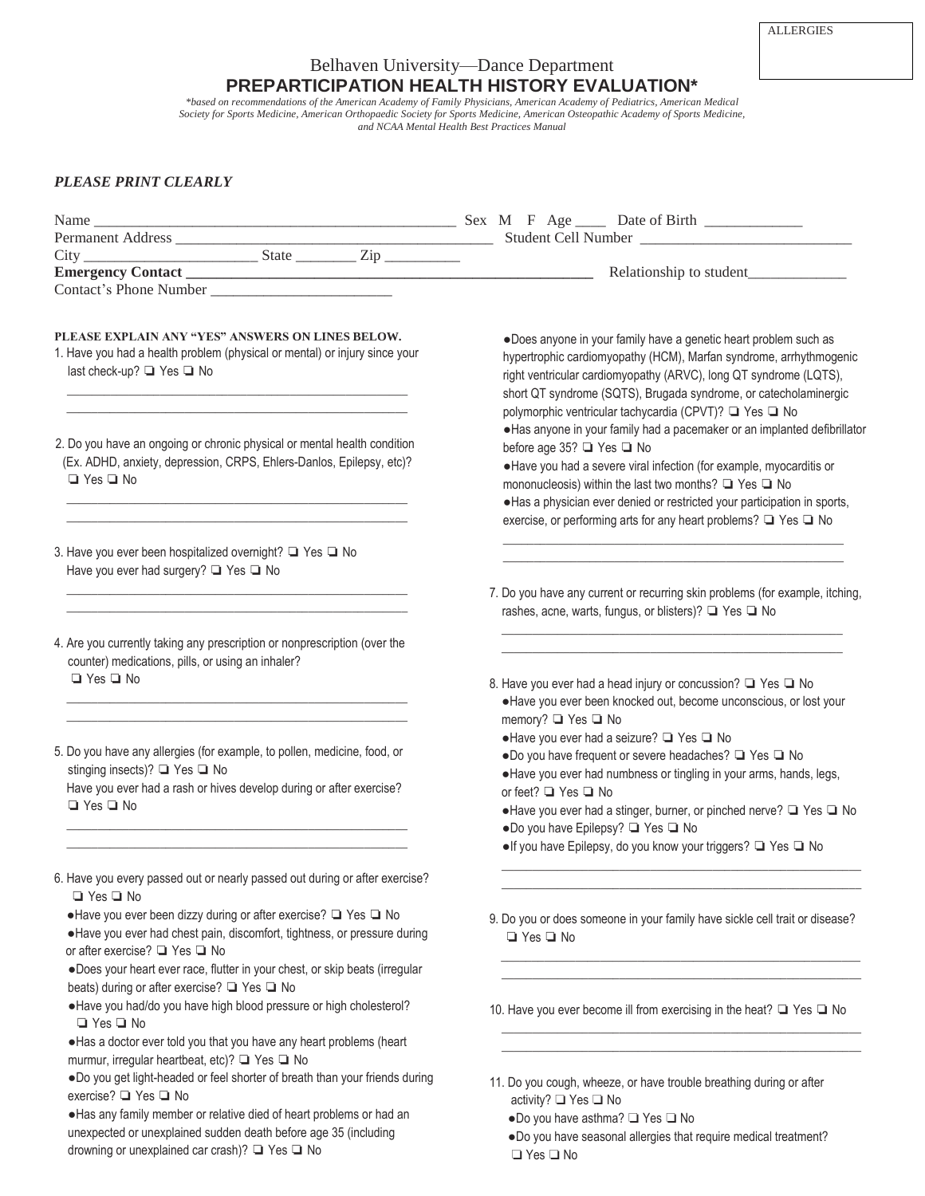ALLERGIES

Belhaven University—Dance Department

# PREPARTICIPATION HEALTH HISTORY EVALUATION*

*\*based on recommendations of the American Academy of Family Physicians, American Academy of Pediatrics, American Medical Society for Sports Medicine, American Orthopaedic Society for Sports Medicine, American Osteopathic Academy of Sports Medicine, and NCAA Mental Health Best Practices Manual*

***PLEASE PRINT CLEARLY***

Name ______________________________________________ Sex M F Age ____ Date of Birth ____________

Permanent Address ________________________________________ Student Cell Number ___________________________

City _______________________ State ________ Zip __________

**Emergency Contact _______________________________________________________** Relationship to student_____________

Contact's Phone Number _______________________

**PLEASE EXPLAIN ANY "YES" ANSWERS ON LINES BELOW.**

1. Have you had a health problem (physical or mental) or injury since your last check-up? ❑ Yes ❑ No

______________________________________________________

______________________________________________________

2. Do you have an ongoing or chronic physical or mental health condition (Ex. ADHD, anxiety, depression, CRPS, Ehlers-Danlos, Epilepsy, etc)? ❑ Yes ❑ No

______________________________________________________

______________________________________________________

3. Have you ever been hospitalized overnight? ❑ Yes ❑ No
   Have you ever had surgery? ❑ Yes ❑ No

______________________________________________________

______________________________________________________

4. Are you currently taking any prescription or nonprescription (over the counter) medications, pills, or using an inhaler? ❑ Yes ❑ No

______________________________________________________

______________________________________________________

5. Do you have any allergies (for example, to pollen, medicine, food, or stinging insects)? ❑ Yes ❑ No
   Have you ever had a rash or hives develop during or after exercise? ❑ Yes ❑ No

______________________________________________________

______________________________________________________

6. Have you every passed out or nearly passed out during or after exercise? ❑ Yes ❑ No
   - Have you ever been dizzy during or after exercise? ❑ Yes ❑ No
   - Have you ever had chest pain, discomfort, tightness, or pressure during or after exercise? ❑ Yes ❑ No
   - Does your heart ever race, flutter in your chest, or skip beats (irregular beats) during or after exercise? ❑ Yes ❑ No
   - Have you had/do you have high blood pressure or high cholesterol? ❑ Yes ❑ No
   - Has a doctor ever told you that you have any heart problems (heart murmur, irregular heartbeat, etc)? ❑ Yes ❑ No
   - Do you get light-headed or feel shorter of breath than your friends during exercise? ❑ Yes ❑ No
   - Has any family member or relative died of heart problems or had an unexpected or unexplained sudden death before age 35 (including drowning or unexplained car crash)? ❑ Yes ❑ No
   - Does anyone in your family have a genetic heart problem such as hypertrophic cardiomyopathy (HCM), Marfan syndrome, arrhythmogenic right ventricular cardiomyopathy (ARVC), long QT syndrome (LQTS), short QT syndrome (SQTS), Brugada syndrome, or catecholaminergic polymorphic ventricular tachycardia (CPVT)? ❑ Yes ❑ No
   - Has anyone in your family had a pacemaker or an implanted defibrillator before age 35? ❑ Yes ❑ No
   - Have you had a severe viral infection (for example, myocarditis or mononucleosis) within the last two months? ❑ Yes ❑ No
   - Has a physician ever denied or restricted your participation in sports, exercise, or performing arts for any heart problems? ❑ Yes ❑ No

______________________________________________________

______________________________________________________

7. Do you have any current or recurring skin problems (for example, itching, rashes, acne, warts, fungus, or blisters)? ❑ Yes ❑ No

______________________________________________________

______________________________________________________

8. Have you ever had a head injury or concussion? ❑ Yes ❑ No
   - Have you ever been knocked out, become unconscious, or lost your memory? ❑ Yes ❑ No
   - Have you ever had a seizure? ❑ Yes ❑ No
   - Do you have frequent or severe headaches? ❑ Yes ❑ No
   - Have you ever had numbness or tingling in your arms, hands, legs, or feet? ❑ Yes ❑ No
   - Have you ever had a stinger, burner, or pinched nerve? ❑ Yes ❑ No
   - Do you have Epilepsy? ❑ Yes ❑ No
   - If you have Epilepsy, do you know your triggers? ❑ Yes ❑ No

______________________________________________________

______________________________________________________

9. Do you or does someone in your family have sickle cell trait or disease? ❑ Yes ❑ No

______________________________________________________

______________________________________________________

10. Have you ever become ill from exercising in the heat? ❑ Yes ❑ No

______________________________________________________

______________________________________________________

11. Do you cough, wheeze, or have trouble breathing during or after activity? ❑ Yes ❑ No
    - Do you have asthma? ❑ Yes ❑ No
    - Do you have seasonal allergies that require medical treatment? ❑ Yes ❑ No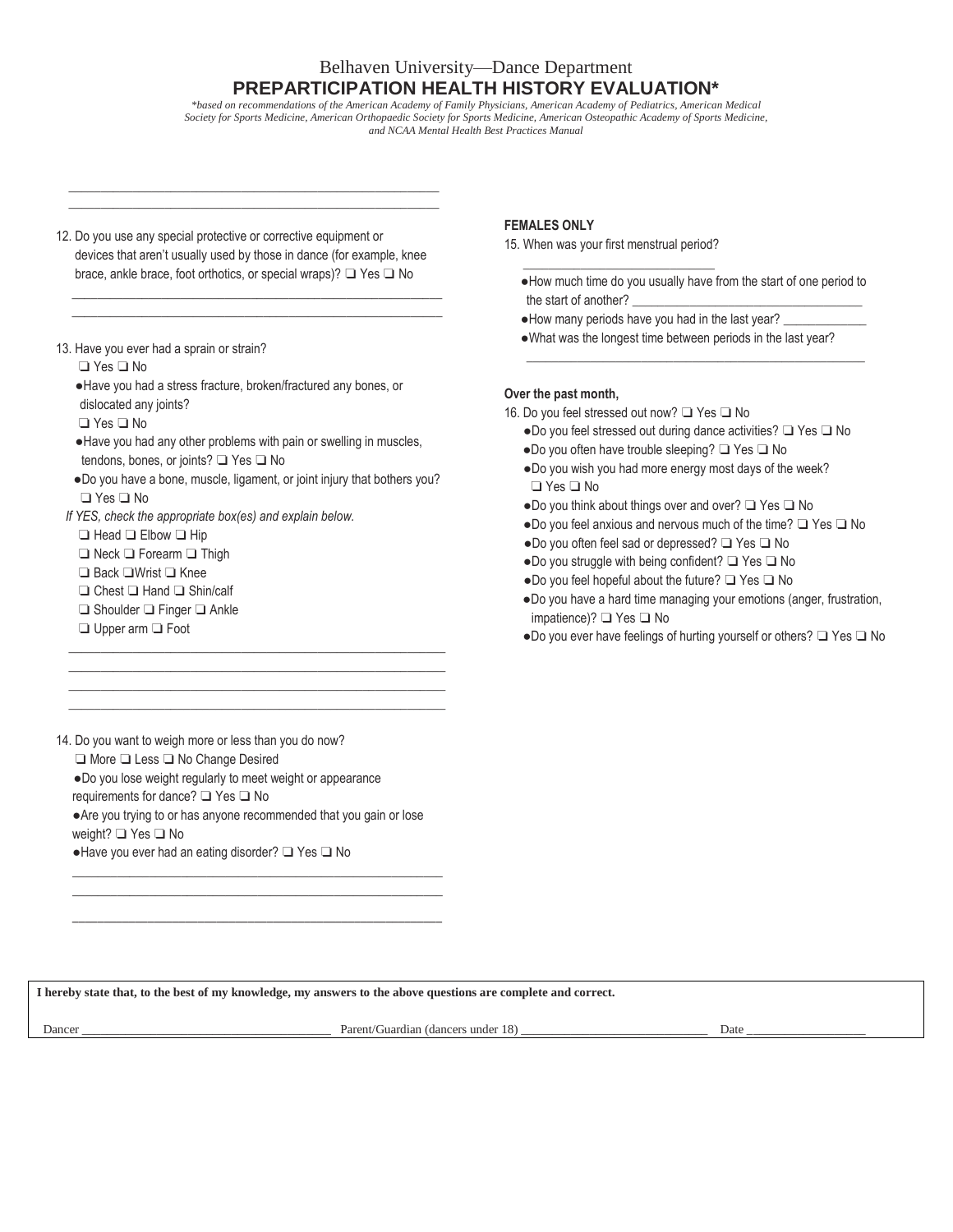Belhaven University—Dance Department

# PREPARTICIPATION HEALTH HISTORY EVALUATION*

*\*based on recommendations of the American Academy of Family Physicians, American Academy of Pediatrics, American Medical Society for Sports Medicine, American Orthopaedic Society for Sports Medicine, American Osteopathic Academy of Sports Medicine, and NCAA Mental Health Best Practices Manual*

___________________________________________________________
___________________________________________________________

12. Do you use any special protective or corrective equipment or devices that aren't usually used by those in dance (for example, knee brace, ankle brace, foot orthotics, or special wraps)? ❑ Yes ❑ No

___________________________________________________________
___________________________________________________________

13. Have you ever had a sprain or strain?
   ❑ Yes ❑ No
   - Have you had a stress fracture, broken/fractured any bones, or dislocated any joints?
     ❑ Yes ❑ No
   - Have you had any other problems with pain or swelling in muscles, tendons, bones, or joints? ❑ Yes ❑ No
   - Do you have a bone, muscle, ligament, or joint injury that bothers you? ❑ Yes ❑ No

   *If YES, check the appropriate box(es) and explain below.*

   ❑ Head ❑ Elbow ❑ Hip
   ❑ Neck ❑ Forearm ❑ Thigh
   ❑ Back ❑Wrist ❑ Knee
   ❑ Chest ❑ Hand ❑ Shin/calf
   ❑ Shoulder ❑ Finger ❑ Ankle
   ❑ Upper arm ❑ Foot

___________________________________________________________
___________________________________________________________
___________________________________________________________
___________________________________________________________

14. Do you want to weigh more or less than you do now?
   ❑ More ❑ Less ❑ No Change Desired
   - Do you lose weight regularly to meet weight or appearance requirements for dance? ❑ Yes ❑ No
   - Are you trying to or has anyone recommended that you gain or lose weight? ❑ Yes ❑ No
   - Have you ever had an eating disorder? ❑ Yes ❑ No

___________________________________________________________
___________________________________________________________
___________________________________________________________

**FEMALES ONLY**

15. When was your first menstrual period?
   ______________________________
   - How much time do you usually have from the start of one period to the start of another? ___________________________________
   - How many periods have you had in the last year? _____________
   - What was the longest time between periods in the last year?
   ______________________________________________________

**Over the past month,**

16. Do you feel stressed out now? ❑ Yes ❑ No
   - Do you feel stressed out during dance activities? ❑ Yes ❑ No
   - Do you often have trouble sleeping? ❑ Yes ❑ No
   - Do you wish you had more energy most days of the week? ❑ Yes ❑ No
   - Do you think about things over and over? ❑ Yes ❑ No
   - Do you feel anxious and nervous much of the time? ❑ Yes ❑ No
   - Do you often feel sad or depressed? ❑ Yes ❑ No
   - Do you struggle with being confident? ❑ Yes ❑ No
   - Do you feel hopeful about the future? ❑ Yes ❑ No
   - Do you have a hard time managing your emotions (anger, frustration, impatience)? ❑ Yes ❑ No
   - Do you ever have feelings of hurting yourself or others? ❑ Yes ❑ No

**I hereby state that, to the best of my knowledge, my answers to the above questions are complete and correct.**

Dancer ________________________________________ Parent/Guardian (dancers under 18) ______________________________ Date ___________________